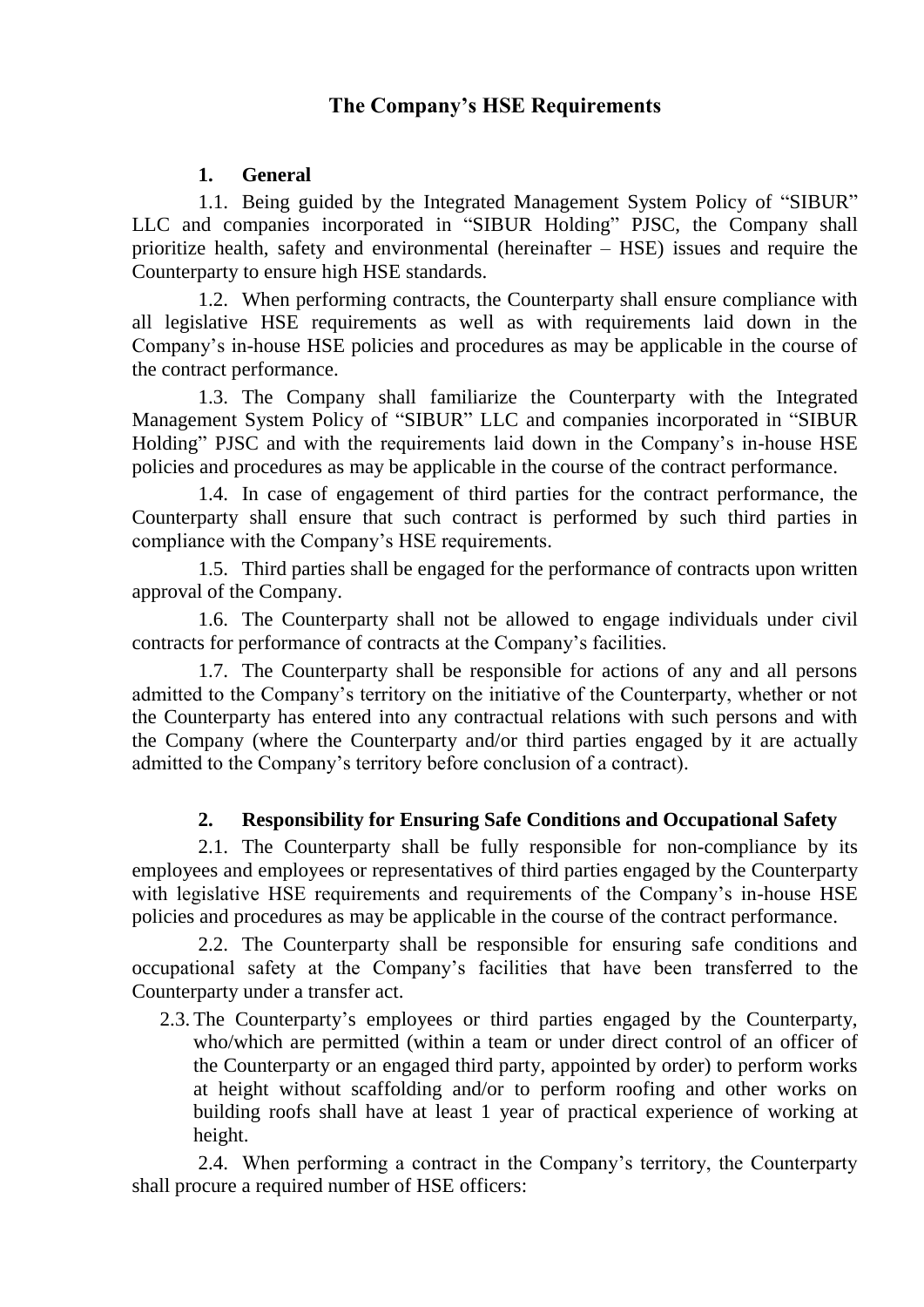# The Company's HSE Requirements

## 1. General

1.1. Being guided by the Integrated Management System Policy of "SIBUR" LLC and companies incorporated in "SIBUR Holding" PJSC, the Company shall prioritize health, safety and environmental (hereinafter – HSE) issues and require the Counterparty to ensure high HSE standards.

1.2. When performing contracts, the Counterparty shall ensure compliance with all legislative HSE requirements as well as with requirements laid down in the Company's in-house HSE policies and procedures as may be applicable in the course of the contract performance.

1.3. The Company shall familiarize the Counterparty with the Integrated Management System Policy of "SIBUR" LLC and companies incorporated in "SIBUR Holding" PJSC and with the requirements laid down in the Company's in-house HSE policies and procedures as may be applicable in the course of the contract performance.

1.4. In case of engagement of third parties for the contract performance, the Counterparty shall ensure that such contract is performed by such third parties in compliance with the Company's HSE requirements.

1.5. Third parties shall be engaged for the performance of contracts upon written approval of the Company.

1.6. The Counterparty shall not be allowed to engage individuals under civil contracts for performance of contracts at the Company's facilities.

1.7. The Counterparty shall be responsible for actions of any and all persons admitted to the Company's territory on the initiative of the Counterparty, whether or not the Counterparty has entered into any contractual relations with such persons and with the Company (where the Counterparty and/or third parties engaged by it are actually admitted to the Company's territory before conclusion of a contract).

## 2. Responsibility for Ensuring Safe Conditions and Occupational Safety

2.1. The Counterparty shall be fully responsible for non-compliance by its employees and employees or representatives of third parties engaged by the Counterparty with legislative HSE requirements and requirements of the Company's in-house HSE policies and procedures as may be applicable in the course of the contract performance.

2.2. The Counterparty shall be responsible for ensuring safe conditions and occupational safety at the Company's facilities that have been transferred to the Counterparty under a transfer act.

2.3. The Counterparty's employees or third parties engaged by the Counterparty, who/which are permitted (within a team or under direct control of an officer of the Counterparty or an engaged third party, appointed by order) to perform works at height without scaffolding and/or to perform roofing and other works on building roofs shall have at least 1 year of practical experience of working at height.

2.4. When performing a contract in the Company's territory, the Counterparty shall procure a required number of HSE officers: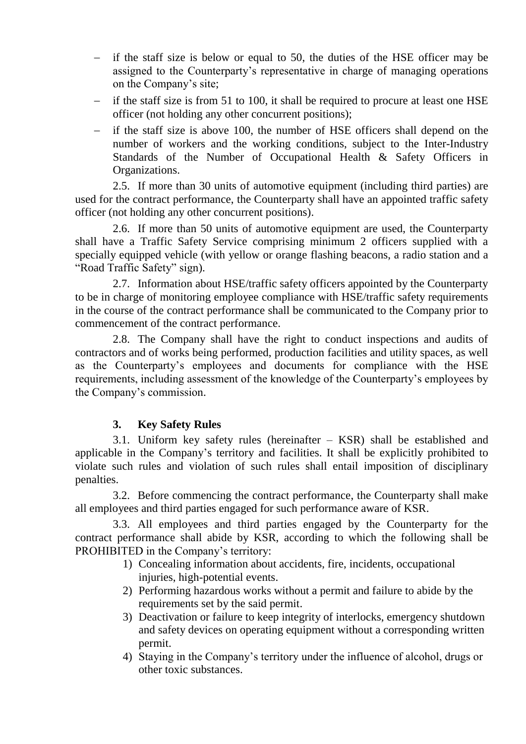- if the staff size is below or equal to 50, the duties of the HSE officer may be assigned to the Counterparty's representative in charge of managing operations on the Company's site;
- if the staff size is from 51 to 100, it shall be required to procure at least one HSE officer (not holding any other concurrent positions);
- if the staff size is above 100, the number of HSE officers shall depend on the number of workers and the working conditions, subject to the Inter-Industry Standards of the Number of Occupational Health & Safety Officers in Organizations.

2.5. If more than 30 units of automotive equipment (including third parties) are used for the contract performance, the Counterparty shall have an appointed traffic safety officer (not holding any other concurrent positions).

2.6. If more than 50 units of automotive equipment are used, the Counterparty shall have a Traffic Safety Service comprising minimum 2 officers supplied with a specially equipped vehicle (with yellow or orange flashing beacons, a radio station and a "Road Traffic Safety" sign).

2.7. Information about HSE/traffic safety officers appointed by the Counterparty to be in charge of monitoring employee compliance with HSE/traffic safety requirements in the course of the contract performance shall be communicated to the Company prior to commencement of the contract performance.

2.8. The Company shall have the right to conduct inspections and audits of contractors and of works being performed, production facilities and utility spaces, as well as the Counterparty's employees and documents for compliance with the HSE requirements, including assessment of the knowledge of the Counterparty's employees by the Company's commission.

## 3. Key Safety Rules

3.1. Uniform key safety rules (hereinafter – KSR) shall be established and applicable in the Company's territory and facilities. It shall be explicitly prohibited to violate such rules and violation of such rules shall entail imposition of disciplinary penalties.

3.2. Before commencing the contract performance, the Counterparty shall make all employees and third parties engaged for such performance aware of KSR.

3.3. All employees and third parties engaged by the Counterparty for the contract performance shall abide by KSR, according to which the following shall be PROHIBITED in the Company's territory:

1) Concealing information about accidents, fire, incidents, occupational injuries, high-potential events.
2) Performing hazardous works without a permit and failure to abide by the requirements set by the said permit.
3) Deactivation or failure to keep integrity of interlocks, emergency shutdown and safety devices on operating equipment without a corresponding written permit.
4) Staying in the Company's territory under the influence of alcohol, drugs or other toxic substances.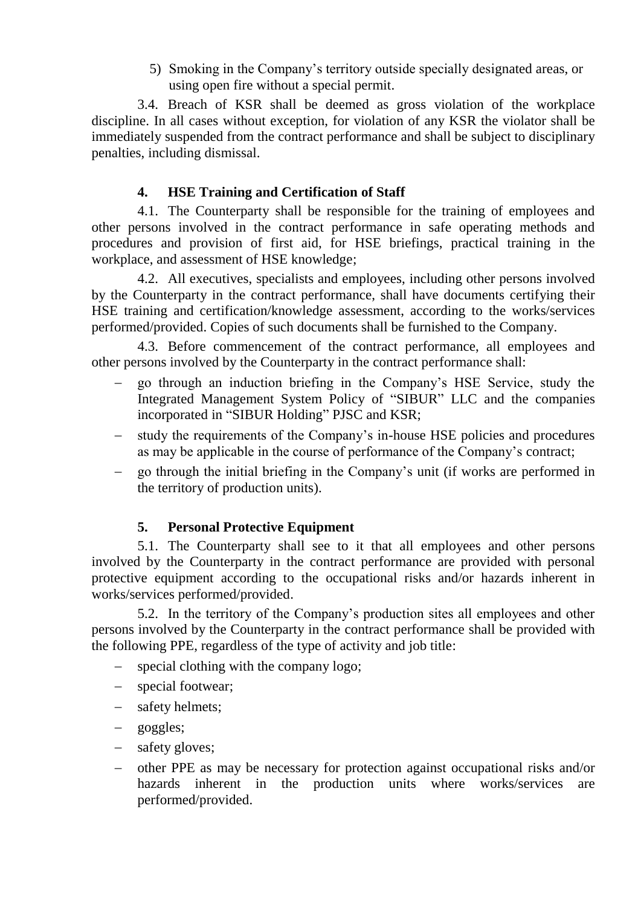5) Smoking in the Company's territory outside specially designated areas, or using open fire without a special permit.

3.4. Breach of KSR shall be deemed as gross violation of the workplace discipline. In all cases without exception, for violation of any KSR the violator shall be immediately suspended from the contract performance and shall be subject to disciplinary penalties, including dismissal.

## 4. HSE Training and Certification of Staff

4.1. The Counterparty shall be responsible for the training of employees and other persons involved in the contract performance in safe operating methods and procedures and provision of first aid, for HSE briefings, practical training in the workplace, and assessment of HSE knowledge;

4.2. All executives, specialists and employees, including other persons involved by the Counterparty in the contract performance, shall have documents certifying their HSE training and certification/knowledge assessment, according to the works/services performed/provided. Copies of such documents shall be furnished to the Company.

4.3. Before commencement of the contract performance, all employees and other persons involved by the Counterparty in the contract performance shall:

- go through an induction briefing in the Company's HSE Service, study the Integrated Management System Policy of "SIBUR" LLC and the companies incorporated in "SIBUR Holding" PJSC and KSR;
- study the requirements of the Company's in-house HSE policies and procedures as may be applicable in the course of performance of the Company's contract;
- go through the initial briefing in the Company's unit (if works are performed in the territory of production units).

## 5. Personal Protective Equipment

5.1. The Counterparty shall see to it that all employees and other persons involved by the Counterparty in the contract performance are provided with personal protective equipment according to the occupational risks and/or hazards inherent in works/services performed/provided.

5.2. In the territory of the Company's production sites all employees and other persons involved by the Counterparty in the contract performance shall be provided with the following PPE, regardless of the type of activity and job title:

- special clothing with the company logo;
- special footwear;
- safety helmets;
- goggles;
- safety gloves;
- other PPE as may be necessary for protection against occupational risks and/or hazards inherent in the production units where works/services are performed/provided.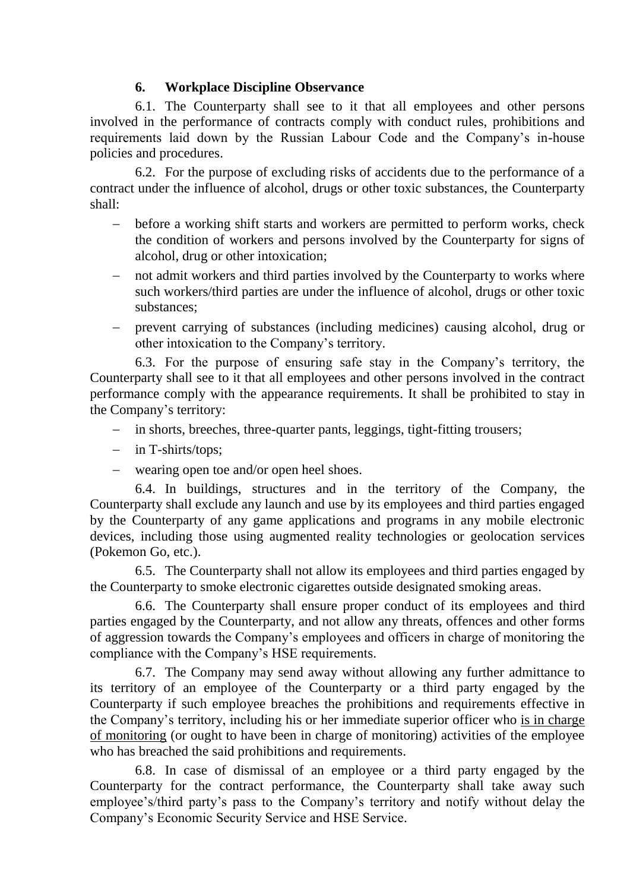## 6. Workplace Discipline Observance

6.1. The Counterparty shall see to it that all employees and other persons involved in the performance of contracts comply with conduct rules, prohibitions and requirements laid down by the Russian Labour Code and the Company's in-house policies and procedures.

6.2. For the purpose of excluding risks of accidents due to the performance of a contract under the influence of alcohol, drugs or other toxic substances, the Counterparty shall:

- before a working shift starts and workers are permitted to perform works, check the condition of workers and persons involved by the Counterparty for signs of alcohol, drug or other intoxication;
- not admit workers and third parties involved by the Counterparty to works where such workers/third parties are under the influence of alcohol, drugs or other toxic substances;
- prevent carrying of substances (including medicines) causing alcohol, drug or other intoxication to the Company's territory.

6.3. For the purpose of ensuring safe stay in the Company's territory, the Counterparty shall see to it that all employees and other persons involved in the contract performance comply with the appearance requirements. It shall be prohibited to stay in the Company's territory:

- in shorts, breeches, three-quarter pants, leggings, tight-fitting trousers;
- in T-shirts/tops;
- wearing open toe and/or open heel shoes.

6.4. In buildings, structures and in the territory of the Company, the Counterparty shall exclude any launch and use by its employees and third parties engaged by the Counterparty of any game applications and programs in any mobile electronic devices, including those using augmented reality technologies or geolocation services (Pokemon Go, etc.).

6.5. The Counterparty shall not allow its employees and third parties engaged by the Counterparty to smoke electronic cigarettes outside designated smoking areas.

6.6. The Counterparty shall ensure proper conduct of its employees and third parties engaged by the Counterparty, and not allow any threats, offences and other forms of aggression towards the Company's employees and officers in charge of monitoring the compliance with the Company's HSE requirements.

6.7. The Company may send away without allowing any further admittance to its territory of an employee of the Counterparty or a third party engaged by the Counterparty if such employee breaches the prohibitions and requirements effective in the Company's territory, including his or her immediate superior officer who is in charge of monitoring (or ought to have been in charge of monitoring) activities of the employee who has breached the said prohibitions and requirements.

6.8. In case of dismissal of an employee or a third party engaged by the Counterparty for the contract performance, the Counterparty shall take away such employee's/third party's pass to the Company's territory and notify without delay the Company's Economic Security Service and HSE Service.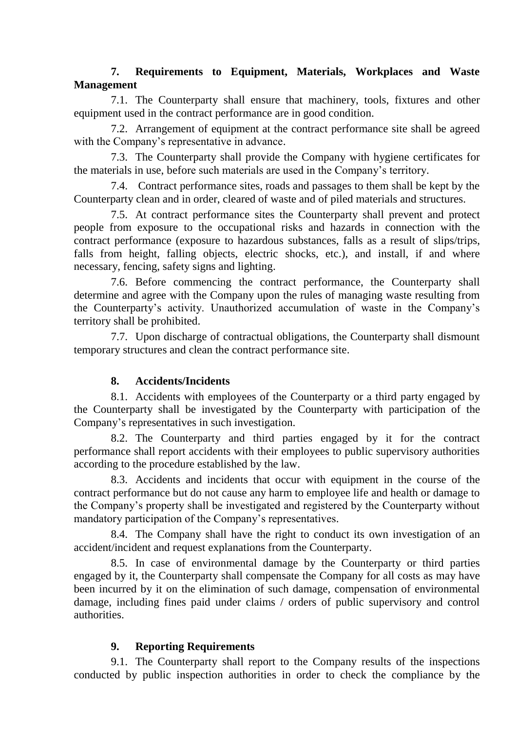## 7. Requirements to Equipment, Materials, Workplaces and Waste Management

7.1. The Counterparty shall ensure that machinery, tools, fixtures and other equipment used in the contract performance are in good condition.

7.2. Arrangement of equipment at the contract performance site shall be agreed with the Company's representative in advance.

7.3. The Counterparty shall provide the Company with hygiene certificates for the materials in use, before such materials are used in the Company's territory.

7.4. Contract performance sites, roads and passages to them shall be kept by the Counterparty clean and in order, cleared of waste and of piled materials and structures.

7.5. At contract performance sites the Counterparty shall prevent and protect people from exposure to the occupational risks and hazards in connection with the contract performance (exposure to hazardous substances, falls as a result of slips/trips, falls from height, falling objects, electric shocks, etc.), and install, if and where necessary, fencing, safety signs and lighting.

7.6. Before commencing the contract performance, the Counterparty shall determine and agree with the Company upon the rules of managing waste resulting from the Counterparty's activity. Unauthorized accumulation of waste in the Company's territory shall be prohibited.

7.7. Upon discharge of contractual obligations, the Counterparty shall dismount temporary structures and clean the contract performance site.

## 8. Accidents/Incidents

8.1. Accidents with employees of the Counterparty or a third party engaged by the Counterparty shall be investigated by the Counterparty with participation of the Company's representatives in such investigation.

8.2. The Counterparty and third parties engaged by it for the contract performance shall report accidents with their employees to public supervisory authorities according to the procedure established by the law.

8.3. Accidents and incidents that occur with equipment in the course of the contract performance but do not cause any harm to employee life and health or damage to the Company's property shall be investigated and registered by the Counterparty without mandatory participation of the Company's representatives.

8.4. The Company shall have the right to conduct its own investigation of an accident/incident and request explanations from the Counterparty.

8.5. In case of environmental damage by the Counterparty or third parties engaged by it, the Counterparty shall compensate the Company for all costs as may have been incurred by it on the elimination of such damage, compensation of environmental damage, including fines paid under claims / orders of public supervisory and control authorities.

## 9. Reporting Requirements

9.1. The Counterparty shall report to the Company results of the inspections conducted by public inspection authorities in order to check the compliance by the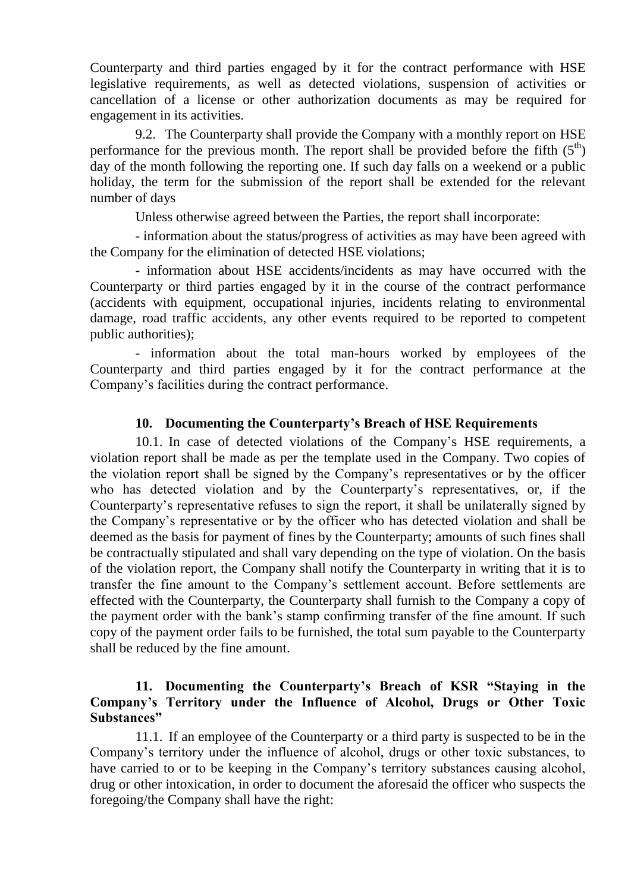Counterparty and third parties engaged by it for the contract performance with HSE legislative requirements, as well as detected violations, suspension of activities or cancellation of a license or other authorization documents as may be required for engagement in its activities.

9.2. The Counterparty shall provide the Company with a monthly report on HSE performance for the previous month. The report shall be provided before the fifth ($5^{th}$) day of the month following the reporting one. If such day falls on a weekend or a public holiday, the term for the submission of the report shall be extended for the relevant number of days

Unless otherwise agreed between the Parties, the report shall incorporate:

- information about the status/progress of activities as may have been agreed with the Company for the elimination of detected HSE violations;
- information about HSE accidents/incidents as may have occurred with the Counterparty or third parties engaged by it in the course of the contract performance (accidents with equipment, occupational injuries, incidents relating to environmental damage, road traffic accidents, any other events required to be reported to competent public authorities);
- information about the total man-hours worked by employees of the Counterparty and third parties engaged by it for the contract performance at the Company's facilities during the contract performance.

## 10. Documenting the Counterparty's Breach of HSE Requirements

10.1. In case of detected violations of the Company's HSE requirements, a violation report shall be made as per the template used in the Company. Two copies of the violation report shall be signed by the Company's representatives or by the officer who has detected violation and by the Counterparty's representatives, or, if the Counterparty's representative refuses to sign the report, it shall be unilaterally signed by the Company's representative or by the officer who has detected violation and shall be deemed as the basis for payment of fines by the Counterparty; amounts of such fines shall be contractually stipulated and shall vary depending on the type of violation. On the basis of the violation report, the Company shall notify the Counterparty in writing that it is to transfer the fine amount to the Company's settlement account. Before settlements are effected with the Counterparty, the Counterparty shall furnish to the Company a copy of the payment order with the bank's stamp confirming transfer of the fine amount. If such copy of the payment order fails to be furnished, the total sum payable to the Counterparty shall be reduced by the fine amount.

## 11. Documenting the Counterparty's Breach of KSR "Staying in the Company's Territory under the Influence of Alcohol, Drugs or Other Toxic Substances"

11.1. If an employee of the Counterparty or a third party is suspected to be in the Company's territory under the influence of alcohol, drugs or other toxic substances, to have carried to or to be keeping in the Company's territory substances causing alcohol, drug or other intoxication, in order to document the aforesaid the officer who suspects the foregoing/the Company shall have the right: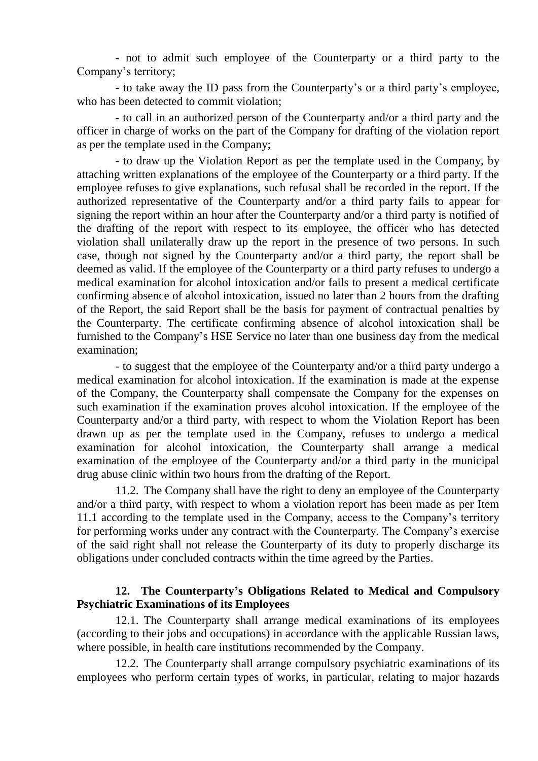- not to admit such employee of the Counterparty or a third party to the Company's territory;

- to take away the ID pass from the Counterparty's or a third party's employee, who has been detected to commit violation;

- to call in an authorized person of the Counterparty and/or a third party and the officer in charge of works on the part of the Company for drafting of the violation report as per the template used in the Company;

- to draw up the Violation Report as per the template used in the Company, by attaching written explanations of the employee of the Counterparty or a third party. If the employee refuses to give explanations, such refusal shall be recorded in the report. If the authorized representative of the Counterparty and/or a third party fails to appear for signing the report within an hour after the Counterparty and/or a third party is notified of the drafting of the report with respect to its employee, the officer who has detected violation shall unilaterally draw up the report in the presence of two persons. In such case, though not signed by the Counterparty and/or a third party, the report shall be deemed as valid. If the employee of the Counterparty or a third party refuses to undergo a medical examination for alcohol intoxication and/or fails to present a medical certificate confirming absence of alcohol intoxication, issued no later than 2 hours from the drafting of the Report, the said Report shall be the basis for payment of contractual penalties by the Counterparty. The certificate confirming absence of alcohol intoxication shall be furnished to the Company's HSE Service no later than one business day from the medical examination;

- to suggest that the employee of the Counterparty and/or a third party undergo a medical examination for alcohol intoxication. If the examination is made at the expense of the Company, the Counterparty shall compensate the Company for the expenses on such examination if the examination proves alcohol intoxication. If the employee of the Counterparty and/or a third party, with respect to whom the Violation Report has been drawn up as per the template used in the Company, refuses to undergo a medical examination for alcohol intoxication, the Counterparty shall arrange a medical examination of the employee of the Counterparty and/or a third party in the municipal drug abuse clinic within two hours from the drafting of the Report.

11.2. The Company shall have the right to deny an employee of the Counterparty and/or a third party, with respect to whom a violation report has been made as per Item 11.1 according to the template used in the Company, access to the Company's territory for performing works under any contract with the Counterparty. The Company's exercise of the said right shall not release the Counterparty of its duty to properly discharge its obligations under concluded contracts within the time agreed by the Parties.

## 12. The Counterparty's Obligations Related to Medical and Compulsory Psychiatric Examinations of its Employees

12.1. The Counterparty shall arrange medical examinations of its employees (according to their jobs and occupations) in accordance with the applicable Russian laws, where possible, in health care institutions recommended by the Company.

12.2. The Counterparty shall arrange compulsory psychiatric examinations of its employees who perform certain types of works, in particular, relating to major hazards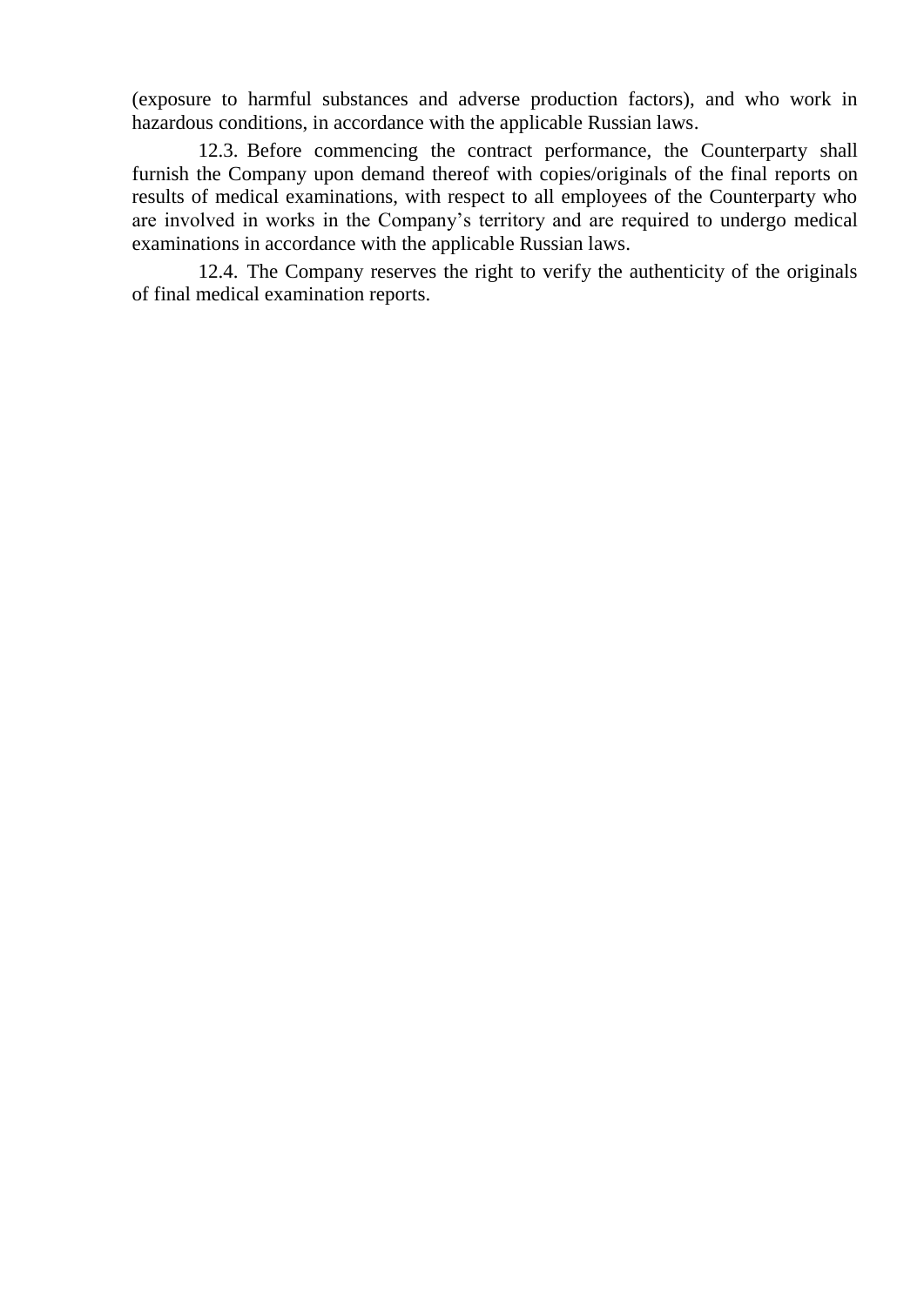(exposure to harmful substances and adverse production factors), and who work in hazardous conditions, in accordance with the applicable Russian laws.

12.3. Before commencing the contract performance, the Counterparty shall furnish the Company upon demand thereof with copies/originals of the final reports on results of medical examinations, with respect to all employees of the Counterparty who are involved in works in the Company's territory and are required to undergo medical examinations in accordance with the applicable Russian laws.

12.4. The Company reserves the right to verify the authenticity of the originals of final medical examination reports.